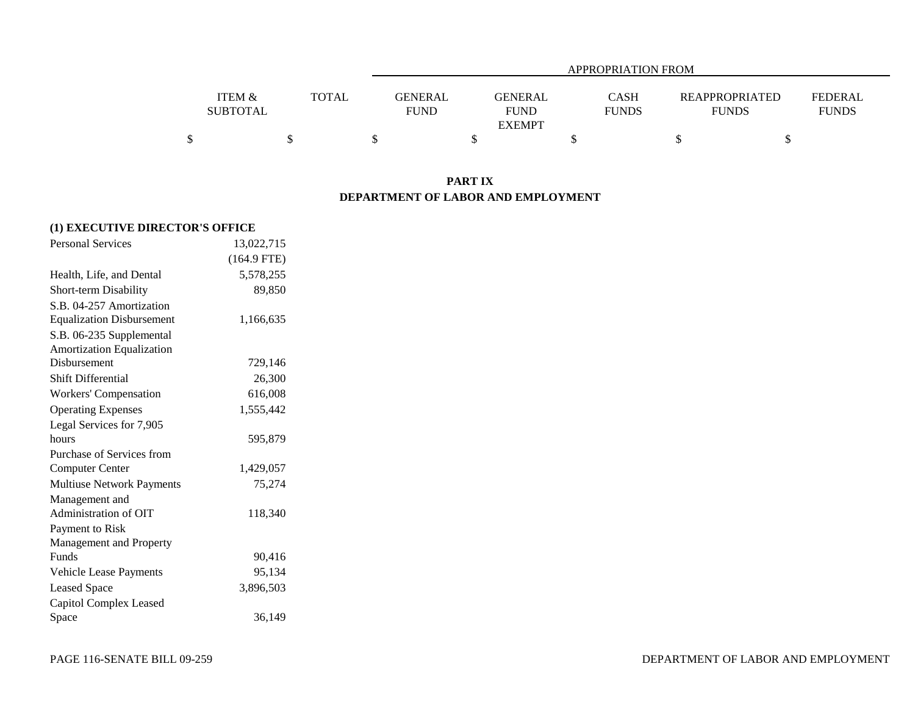|  | ITEM & SUBTOTAL | TOTAL | APPROPRIATION FROM GENERAL FUND | GENERAL FUND EXEMPT | CASH FUNDS | REAPPROPRIATED FUNDS | FEDERAL FUNDS |
|---|---|---|---|---|---|---|---|
|  | $ | $ | $ | $ | $ | $ | $ |

## PART IX
## DEPARTMENT OF LABOR AND EMPLOYMENT

### (1) EXECUTIVE DIRECTOR'S OFFICE

|  | ITEM & SUBTOTAL | TOTAL | GENERAL FUND | GENERAL FUND EXEMPT | CASH FUNDS | REAPPROPRIATED FUNDS | FEDERAL FUNDS |
|---|---|---|---|---|---|---|---|
| Personal Services | 13,022,715 |  |  |  |  |  |  |
|  | (164.9 FTE) |  |  |  |  |  |  |
| Health, Life, and Dental | 5,578,255 |  |  |  |  |  |  |
| Short-term Disability | 89,850 |  |  |  |  |  |  |
| S.B. 04-257 Amortization Equalization Disbursement | 1,166,635 |  |  |  |  |  |  |
| S.B. 06-235 Supplemental Amortization Equalization Disbursement | 729,146 |  |  |  |  |  |  |
| Shift Differential | 26,300 |  |  |  |  |  |  |
| Workers' Compensation | 616,008 |  |  |  |  |  |  |
| Operating Expenses | 1,555,442 |  |  |  |  |  |  |
| Legal Services for 7,905 hours | 595,879 |  |  |  |  |  |  |
| Purchase of Services from Computer Center | 1,429,057 |  |  |  |  |  |  |
| Multiuse Network Payments | 75,274 |  |  |  |  |  |  |
| Management and Administration of OIT | 118,340 |  |  |  |  |  |  |
| Payment to Risk Management and Property Funds | 90,416 |  |  |  |  |  |  |
| Vehicle Lease Payments | 95,134 |  |  |  |  |  |  |
| Leased Space | 3,896,503 |  |  |  |  |  |  |
| Capitol Complex Leased Space | 36,149 |  |  |  |  |  |  |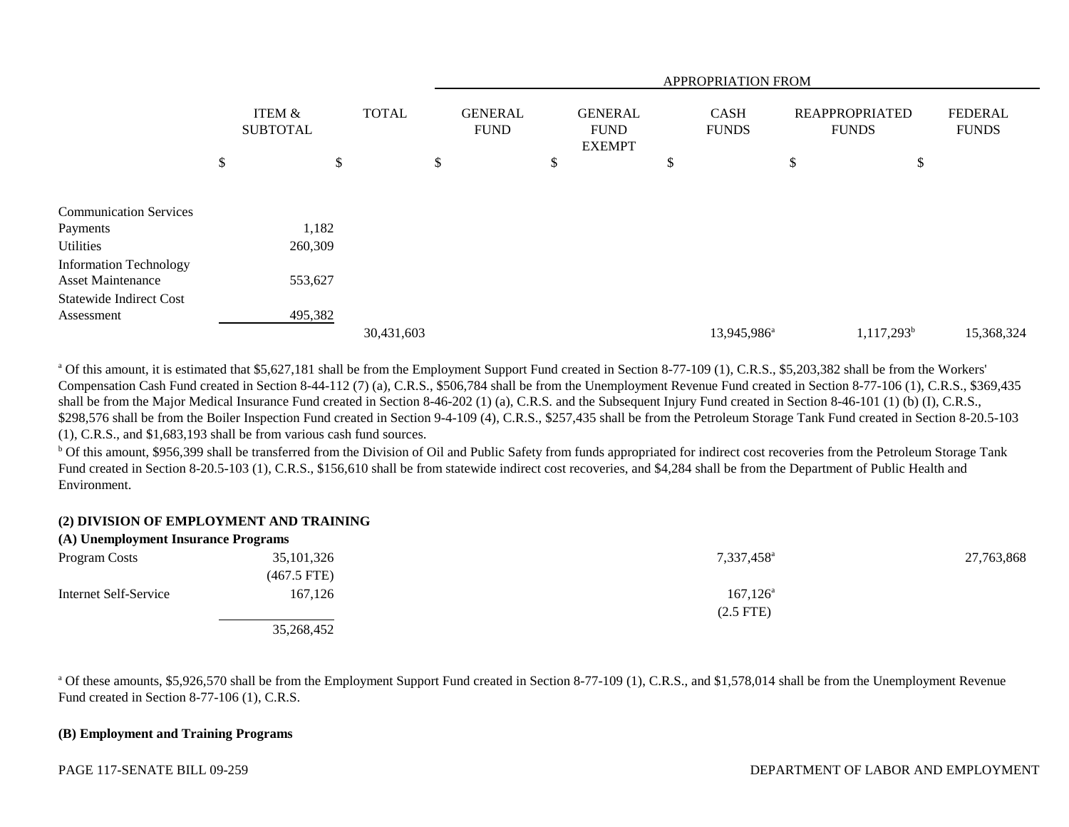| | ITEM & SUBTOTAL | TOTAL | APPROPRIATION FROM GENERAL FUND | GENERAL FUND EXEMPT | CASH FUNDS | REAPPROPRIATED FUNDS | FEDERAL FUNDS |
|---|---|---|---|---|---|---|---|
| | $ | $ | $ | $ | $ | $ | $ |
| Communication Services Payments | 1,182 | | | | | | |
| Utilities | 260,309 | | | | | | |
| Information Technology Asset Maintenance | 553,627 | | | | | | |
| Statewide Indirect Cost Assessment | 495,382 | | | | | | |
| | | 30,431,603 | | | 13,945,986[a] | 1,117,293[b] | 15,368,324 |

[a] Of this amount, it is estimated that $5,627,181 shall be from the Employment Support Fund created in Section 8-77-109 (1), C.R.S., $5,203,382 shall be from the Workers' Compensation Cash Fund created in Section 8-44-112 (7) (a), C.R.S., $506,784 shall be from the Unemployment Revenue Fund created in Section 8-77-106 (1), C.R.S., $369,435 shall be from the Major Medical Insurance Fund created in Section 8-46-202 (1) (a), C.R.S. and the Subsequent Injury Fund created in Section 8-46-101 (1) (b) (I), C.R.S., $298,576 shall be from the Boiler Inspection Fund created in Section 9-4-109 (4), C.R.S., $257,435 shall be from the Petroleum Storage Tank Fund created in Section 8-20.5-103 (1), C.R.S., and $1,683,193 shall be from various cash fund sources.

[b] Of this amount, $956,399 shall be transferred from the Division of Oil and Public Safety from funds appropriated for indirect cost recoveries from the Petroleum Storage Tank Fund created in Section 8-20.5-103 (1), C.R.S., $156,610 shall be from statewide indirect cost recoveries, and $4,284 shall be from the Department of Public Health and Environment.

**(2) DIVISION OF EMPLOYMENT AND TRAINING**

**(A) Unemployment Insurance Programs**

| | ITEM & SUBTOTAL | TOTAL | GENERAL FUND | GENERAL FUND EXEMPT | CASH FUNDS | REAPPROPRIATED FUNDS | FEDERAL FUNDS |
|---|---|---|---|---|---|---|---|
| Program Costs | 35,101,326 (467.5 FTE) | | | | 7,337,458[a] | | 27,763,868 |
| Internet Self-Service | 167,126 | | | | 167,126[a] (2.5 FTE) | | |
| | 35,268,452 | | | | | | |

[a] Of these amounts, $5,926,570 shall be from the Employment Support Fund created in Section 8-77-109 (1), C.R.S., and $1,578,014 shall be from the Unemployment Revenue Fund created in Section 8-77-106 (1), C.R.S.

**(B) Employment and Training Programs**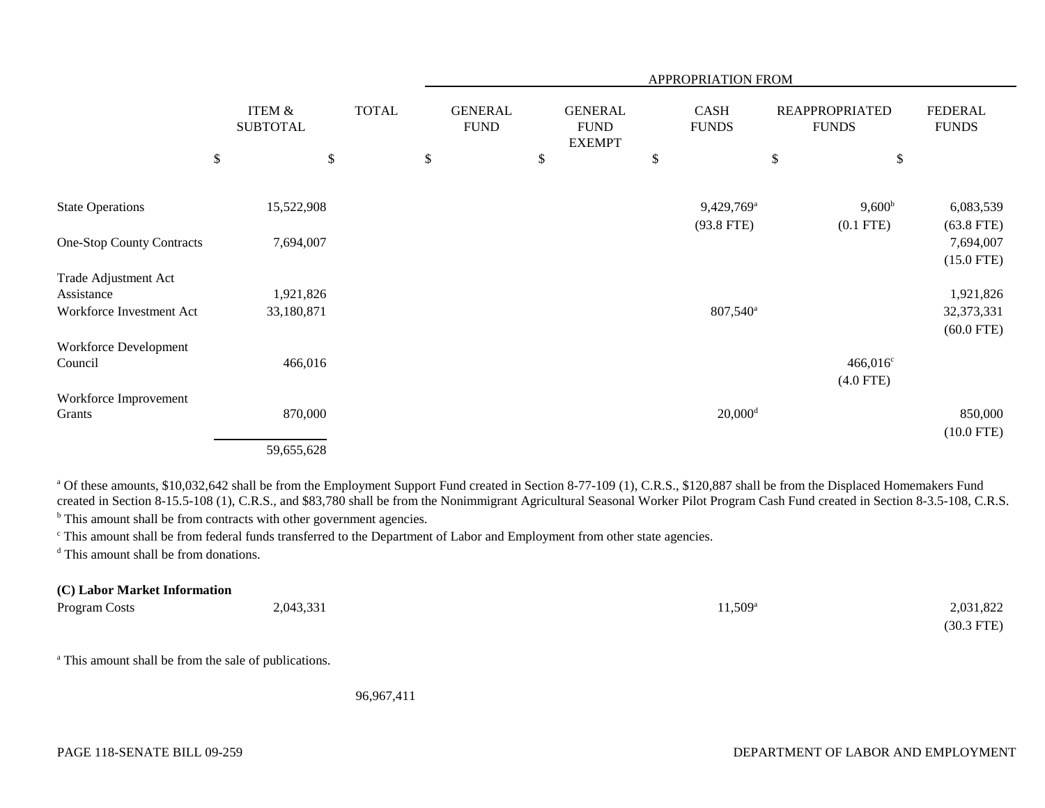| | ITEM & SUBTOTAL | TOTAL | APPROPRIATION FROM GENERAL FUND | GENERAL FUND EXEMPT | CASH FUNDS | REAPPROPRIATED FUNDS | FEDERAL FUNDS |
|---|---|---|---|---|---|---|---|
| | $ | $ | $ | $ | $ | $ | $ |
| State Operations | 15,522,908 | | | | 9,429,769[a] (93.8 FTE) | 9,600[b] (0.1 FTE) | 6,083,539 (63.8 FTE) |
| One-Stop County Contracts | 7,694,007 | | | | | | 7,694,007 (15.0 FTE) |
| Trade Adjustment Act Assistance | 1,921,826 | | | | | | 1,921,826 |
| Workforce Investment Act | 33,180,871 | | | | 807,540[a] | | 32,373,331 (60.0 FTE) |
| Workforce Development Council | 466,016 | | | | | 466,016[c] (4.0 FTE) | |
| Workforce Improvement Grants | 870,000 | | | | 20,000[d] | | 850,000 (10.0 FTE) |
| | 59,655,628 | | | | | | |

[a] Of these amounts, $10,032,642 shall be from the Employment Support Fund created in Section 8-77-109 (1), C.R.S., $120,887 shall be from the Displaced Homemakers Fund created in Section 8-15.5-108 (1), C.R.S., and $83,780 shall be from the Nonimmigrant Agricultural Seasonal Worker Pilot Program Cash Fund created in Section 8-3.5-108, C.R.S.

[b] This amount shall be from contracts with other government agencies.

[c] This amount shall be from federal funds transferred to the Department of Labor and Employment from other state agencies.

[d] This amount shall be from donations.

**(C) Labor Market Information**

| | ITEM & SUBTOTAL | TOTAL | GENERAL FUND | GENERAL FUND EXEMPT | CASH FUNDS | REAPPROPRIATED FUNDS | FEDERAL FUNDS |
|---|---|---|---|---|---|---|---|
| Program Costs | 2,043,331 | | | | 11,509[a] | | 2,031,822 (30.3 FTE) |

[a] This amount shall be from the sale of publications.

| | ITEM & SUBTOTAL | TOTAL | GENERAL FUND | GENERAL FUND EXEMPT | CASH FUNDS | REAPPROPRIATED FUNDS | FEDERAL FUNDS |
|---|---|---|---|---|---|---|---|
| | | 96,967,411 | | | | | |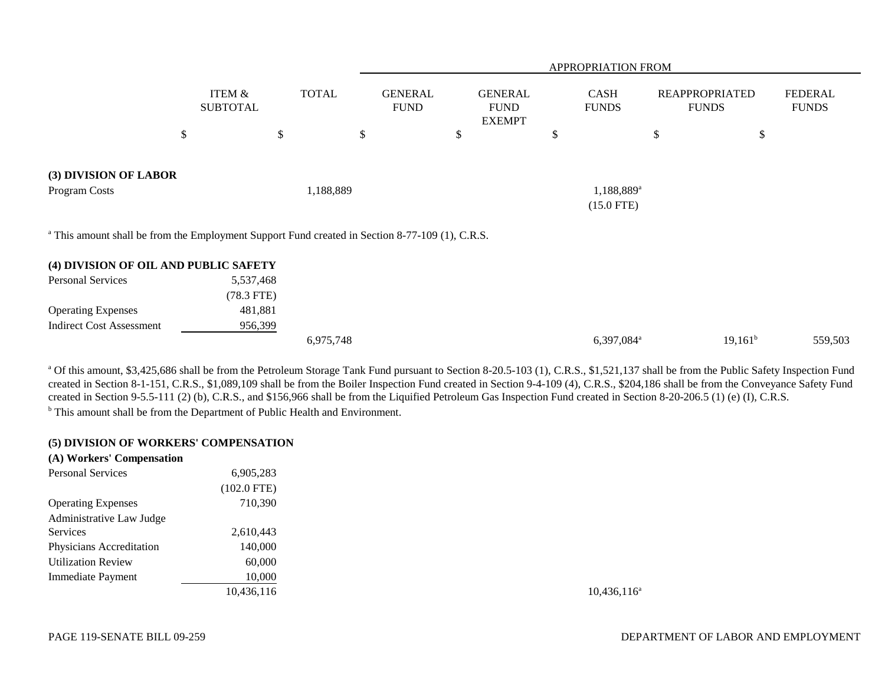| | ITEM & SUBTOTAL | TOTAL | APPROPRIATION FROM GENERAL FUND | GENERAL FUND EXEMPT | CASH FUNDS | REAPPROPRIATED FUNDS | FEDERAL FUNDS |
|---|---|---|---|---|---|---|---|
| | $ | $ | $ | $ | $ | $ | $ |
| **(3) DIVISION OF LABOR** | | | | | | | |
| Program Costs | | 1,188,889 | | | 1,188,889[a] (15.0 FTE) | | |

[a] This amount shall be from the Employment Support Fund created in Section 8-77-109 (1), C.R.S.

| | ITEM & SUBTOTAL | TOTAL | GENERAL FUND | GENERAL FUND EXEMPT | CASH FUNDS | REAPPROPRIATED FUNDS | FEDERAL FUNDS |
|---|---|---|---|---|---|---|---|
| **(4) DIVISION OF OIL AND PUBLIC SAFETY** | | | | | | | |
| Personal Services | 5,537,468 (78.3 FTE) | | | | | | |
| Operating Expenses | 481,881 | | | | | | |
| Indirect Cost Assessment | 956,399 | | | | | | |
| | | 6,975,748 | | | 6,397,084[a] | 19,161[b] | 559,503 |

[a] Of this amount, $3,425,686 shall be from the Petroleum Storage Tank Fund pursuant to Section 8-20.5-103 (1), C.R.S., $1,521,137 shall be from the Public Safety Inspection Fund created in Section 8-1-151, C.R.S., $1,089,109 shall be from the Boiler Inspection Fund created in Section 9-4-109 (4), C.R.S., $204,186 shall be from the Conveyance Safety Fund created in Section 9-5.5-111 (2) (b), C.R.S., and $156,966 shall be from the Liquified Petroleum Gas Inspection Fund created in Section 8-20-206.5 (1) (e) (I), C.R.S.

[b] This amount shall be from the Department of Public Health and Environment.

| | ITEM & SUBTOTAL | TOTAL | GENERAL FUND | GENERAL FUND EXEMPT | CASH FUNDS | REAPPROPRIATED FUNDS | FEDERAL FUNDS |
|---|---|---|---|---|---|---|---|
| **(5) DIVISION OF WORKERS' COMPENSATION** | | | | | | | |
| **(A) Workers' Compensation** | | | | | | | |
| Personal Services | 6,905,283 (102.0 FTE) | | | | | | |
| Operating Expenses | 710,390 | | | | | | |
| Administrative Law Judge Services | 2,610,443 | | | | | | |
| Physicians Accreditation | 140,000 | | | | | | |
| Utilization Review | 60,000 | | | | | | |
| Immediate Payment | 10,000 | | | | | | |
| | 10,436,116 | | | | 10,436,116[a] | | |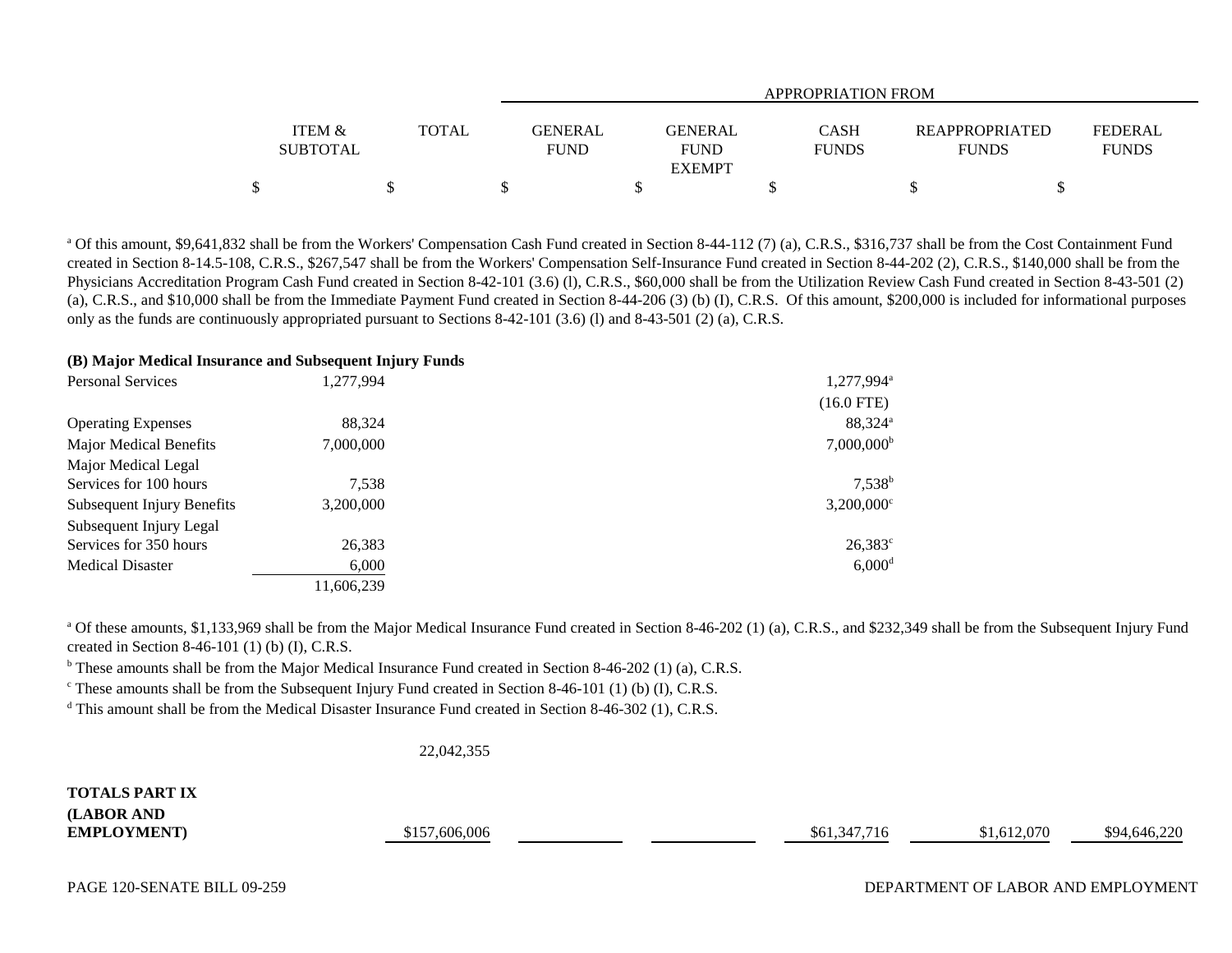| | ITEM & SUBTOTAL | TOTAL | APPROPRIATION FROM GENERAL FUND | GENERAL FUND EXEMPT | CASH FUNDS | REAPPROPRIATED FUNDS | FEDERAL FUNDS |
|---|---|---|---|---|---|---|---|
| | $ | $ | $ | $ | $ | $ | $ |

[a] Of this amount, $9,641,832 shall be from the Workers' Compensation Cash Fund created in Section 8-44-112 (7) (a), C.R.S., $316,737 shall be from the Cost Containment Fund created in Section 8-14.5-108, C.R.S., $267,547 shall be from the Workers' Compensation Self-Insurance Fund created in Section 8-44-202 (2), C.R.S., $140,000 shall be from the Physicians Accreditation Program Cash Fund created in Section 8-42-101 (3.6) (l), C.R.S., $60,000 shall be from the Utilization Review Cash Fund created in Section 8-43-501 (2) (a), C.R.S., and $10,000 shall be from the Immediate Payment Fund created in Section 8-44-206 (3) (b) (I), C.R.S. Of this amount, $200,000 is included for informational purposes only as the funds are continuously appropriated pursuant to Sections 8-42-101 (3.6) (l) and 8-43-501 (2) (a), C.R.S.

**(B) Major Medical Insurance and Subsequent Injury Funds**

| | ITEM & SUBTOTAL | TOTAL | GENERAL FUND | GENERAL FUND EXEMPT | CASH FUNDS | REAPPROPRIATED FUNDS | FEDERAL FUNDS |
|---|---|---|---|---|---|---|---|
| Personal Services | 1,277,994 | | | | 1,277,994[a] | | |
| | | | | | (16.0 FTE) | | |
| Operating Expenses | 88,324 | | | | 88,324[a] | | |
| Major Medical Benefits | 7,000,000 | | | | 7,000,000[b] | | |
| Major Medical Legal Services for 100 hours | 7,538 | | | | 7,538[b] | | |
| Subsequent Injury Benefits | 3,200,000 | | | | 3,200,000[c] | | |
| Subsequent Injury Legal Services for 350 hours | 26,383 | | | | 26,383[c] | | |
| Medical Disaster | 6,000 | | | | 6,000[d] | | |
| | 11,606,239 | | | | | | |

[a] Of these amounts, $1,133,969 shall be from the Major Medical Insurance Fund created in Section 8-46-202 (1) (a), C.R.S., and $232,349 shall be from the Subsequent Injury Fund created in Section 8-46-101 (1) (b) (I), C.R.S.

[b] These amounts shall be from the Major Medical Insurance Fund created in Section 8-46-202 (1) (a), C.R.S.

[c] These amounts shall be from the Subsequent Injury Fund created in Section 8-46-101 (1) (b) (I), C.R.S.

[d] This amount shall be from the Medical Disaster Insurance Fund created in Section 8-46-302 (1), C.R.S.

| | ITEM & SUBTOTAL | TOTAL | GENERAL FUND | GENERAL FUND EXEMPT | CASH FUNDS | REAPPROPRIATED FUNDS | FEDERAL FUNDS |
|---|---|---|---|---|---|---|---|
| | | 22,042,355 | | | | | |
| **TOTALS PART IX (LABOR AND EMPLOYMENT)** | | $157,606,006 | | | $61,347,716 | $1,612,070 | $94,646,220 |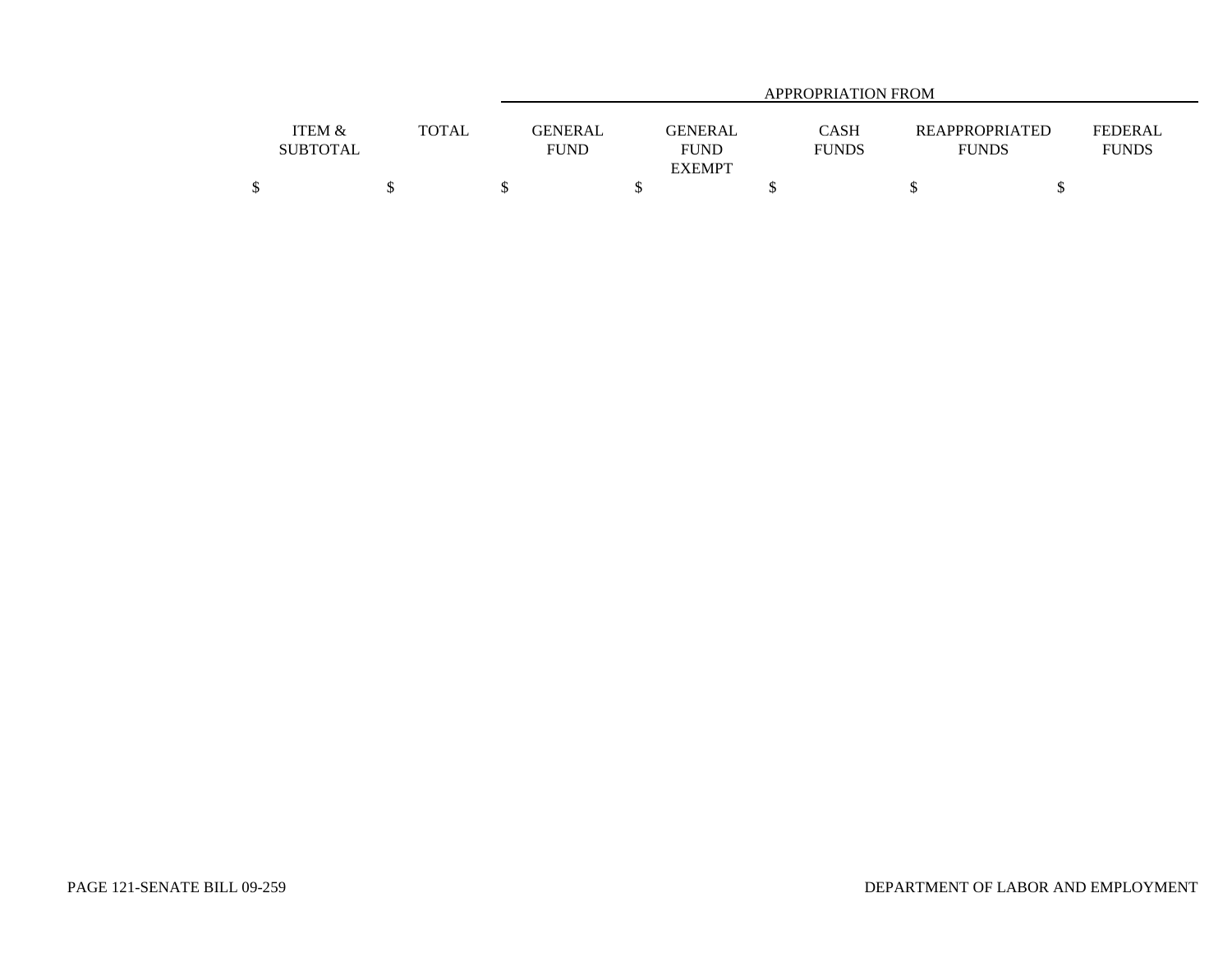| ITEM & SUBTOTAL | TOTAL | APPROPRIATION FROM GENERAL FUND | GENERAL FUND EXEMPT | CASH FUNDS | REAPPROPRIATED FUNDS | FEDERAL FUNDS |
|---|---|---|---|---|---|---|
| $ | $ | $ | $ | $ | $ | $ |